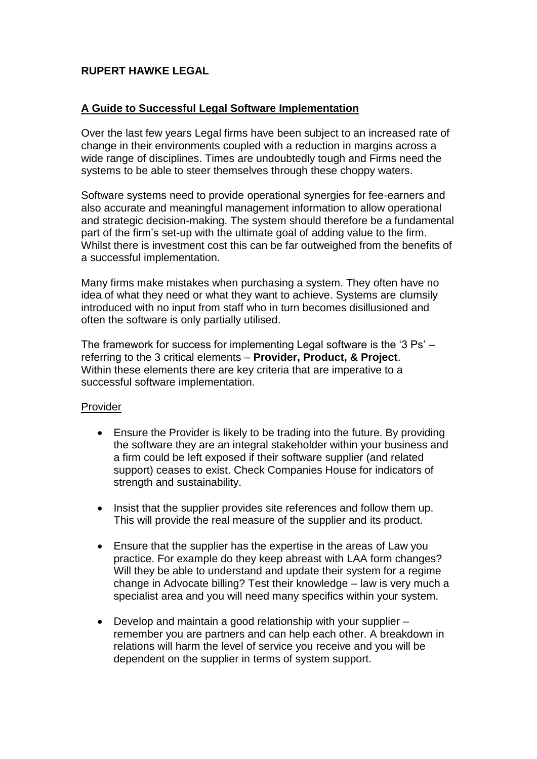**RUPERT HAWKE LEGAL**

## A Guide to Successful Legal Software Implementation

Over the last few years Legal firms have been subject to an increased rate of change in their environments coupled with a reduction in margins across a wide range of disciplines. Times are undoubtedly tough and Firms need the systems to be able to steer themselves through these choppy waters.

Software systems need to provide operational synergies for fee-earners and also accurate and meaningful management information to allow operational and strategic decision-making. The system should therefore be a fundamental part of the firm's set-up with the ultimate goal of adding value to the firm. Whilst there is investment cost this can be far outweighed from the benefits of a successful implementation.

Many firms make mistakes when purchasing a system. They often have no idea of what they need or what they want to achieve. Systems are clumsily introduced with no input from staff who in turn becomes disillusioned and often the software is only partially utilised.

The framework for success for implementing Legal software is the '3 Ps' – referring to the 3 critical elements – **Provider, Product, & Project**. Within these elements there are key criteria that are imperative to a successful software implementation.

### Provider

- Ensure the Provider is likely to be trading into the future. By providing the software they are an integral stakeholder within your business and a firm could be left exposed if their software supplier (and related support) ceases to exist. Check Companies House for indicators of strength and sustainability.

- Insist that the supplier provides site references and follow them up. This will provide the real measure of the supplier and its product.

- Ensure that the supplier has the expertise in the areas of Law you practice. For example do they keep abreast with LAA form changes? Will they be able to understand and update their system for a regime change in Advocate billing? Test their knowledge – law is very much a specialist area and you will need many specifics within your system.

- Develop and maintain a good relationship with your supplier – remember you are partners and can help each other. A breakdown in relations will harm the level of service you receive and you will be dependent on the supplier in terms of system support.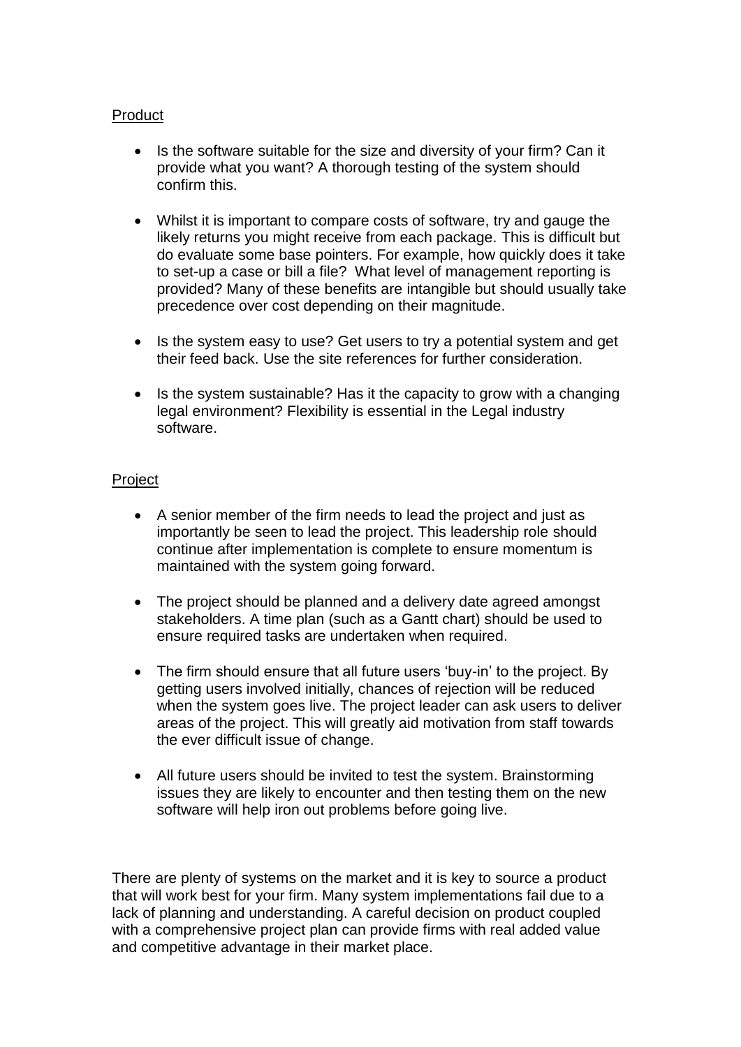Product

- Is the software suitable for the size and diversity of your firm? Can it provide what you want? A thorough testing of the system should confirm this.

- Whilst it is important to compare costs of software, try and gauge the likely returns you might receive from each package. This is difficult but do evaluate some base pointers. For example, how quickly does it take to set-up a case or bill a file? What level of management reporting is provided? Many of these benefits are intangible but should usually take precedence over cost depending on their magnitude.

- Is the system easy to use? Get users to try a potential system and get their feed back. Use the site references for further consideration.

- Is the system sustainable? Has it the capacity to grow with a changing legal environment? Flexibility is essential in the Legal industry software.

Project

- A senior member of the firm needs to lead the project and just as importantly be seen to lead the project. This leadership role should continue after implementation is complete to ensure momentum is maintained with the system going forward.

- The project should be planned and a delivery date agreed amongst stakeholders. A time plan (such as a Gantt chart) should be used to ensure required tasks are undertaken when required.

- The firm should ensure that all future users 'buy-in' to the project. By getting users involved initially, chances of rejection will be reduced when the system goes live. The project leader can ask users to deliver areas of the project. This will greatly aid motivation from staff towards the ever difficult issue of change.

- All future users should be invited to test the system. Brainstorming issues they are likely to encounter and then testing them on the new software will help iron out problems before going live.

There are plenty of systems on the market and it is key to source a product that will work best for your firm. Many system implementations fail due to a lack of planning and understanding. A careful decision on product coupled with a comprehensive project plan can provide firms with real added value and competitive advantage in their market place.